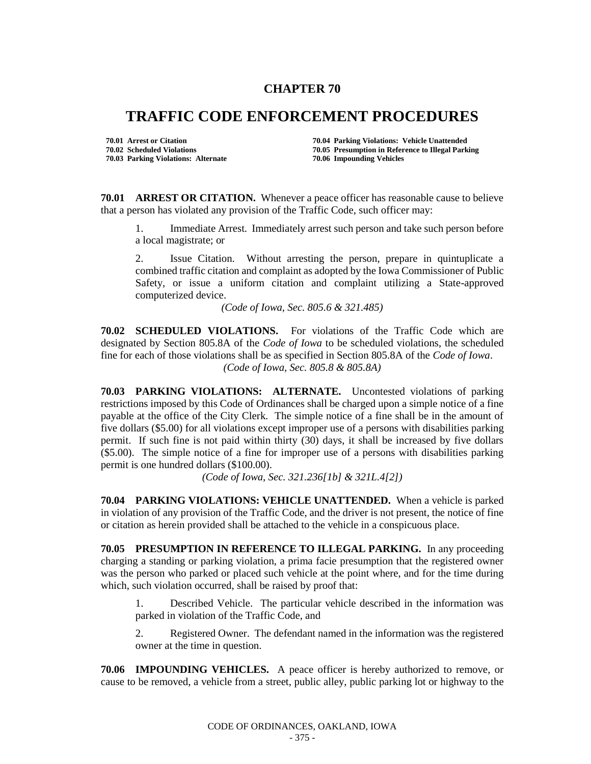# CHAPTER 70

# TRAFFIC CODE ENFORCEMENT PROCEDURES

**70.01 Arrest or Citation**
**70.02 Scheduled Violations**
**70.03 Parking Violations: Alternate**
**70.04 Parking Violations: Vehicle Unattended**
**70.05 Presumption in Reference to Illegal Parking**
**70.06 Impounding Vehicles**

**70.01 ARREST OR CITATION.** Whenever a peace officer has reasonable cause to believe that a person has violated any provision of the Traffic Code, such officer may:

1. Immediate Arrest. Immediately arrest such person and take such person before a local magistrate; or

2. Issue Citation. Without arresting the person, prepare in quintuplicate a combined traffic citation and complaint as adopted by the Iowa Commissioner of Public Safety, or issue a uniform citation and complaint utilizing a State-approved computerized device.

*(Code of Iowa, Sec. 805.6 & 321.485)*

**70.02 SCHEDULED VIOLATIONS.** For violations of the Traffic Code which are designated by Section 805.8A of the *Code of Iowa* to be scheduled violations, the scheduled fine for each of those violations shall be as specified in Section 805.8A of the *Code of Iowa*.

*(Code of Iowa, Sec. 805.8 & 805.8A)*

**70.03 PARKING VIOLATIONS: ALTERNATE.** Uncontested violations of parking restrictions imposed by this Code of Ordinances shall be charged upon a simple notice of a fine payable at the office of the City Clerk. The simple notice of a fine shall be in the amount of five dollars ($5.00) for all violations except improper use of a persons with disabilities parking permit. If such fine is not paid within thirty (30) days, it shall be increased by five dollars ($5.00). The simple notice of a fine for improper use of a persons with disabilities parking permit is one hundred dollars ($100.00).

*(Code of Iowa, Sec. 321.236[1b] & 321L.4[2])*

**70.04 PARKING VIOLATIONS: VEHICLE UNATTENDED.** When a vehicle is parked in violation of any provision of the Traffic Code, and the driver is not present, the notice of fine or citation as herein provided shall be attached to the vehicle in a conspicuous place.

**70.05 PRESUMPTION IN REFERENCE TO ILLEGAL PARKING.** In any proceeding charging a standing or parking violation, a prima facie presumption that the registered owner was the person who parked or placed such vehicle at the point where, and for the time during which, such violation occurred, shall be raised by proof that:

1. Described Vehicle. The particular vehicle described in the information was parked in violation of the Traffic Code, and

2. Registered Owner. The defendant named in the information was the registered owner at the time in question.

**70.06 IMPOUNDING VEHICLES.** A peace officer is hereby authorized to remove, or cause to be removed, a vehicle from a street, public alley, public parking lot or highway to the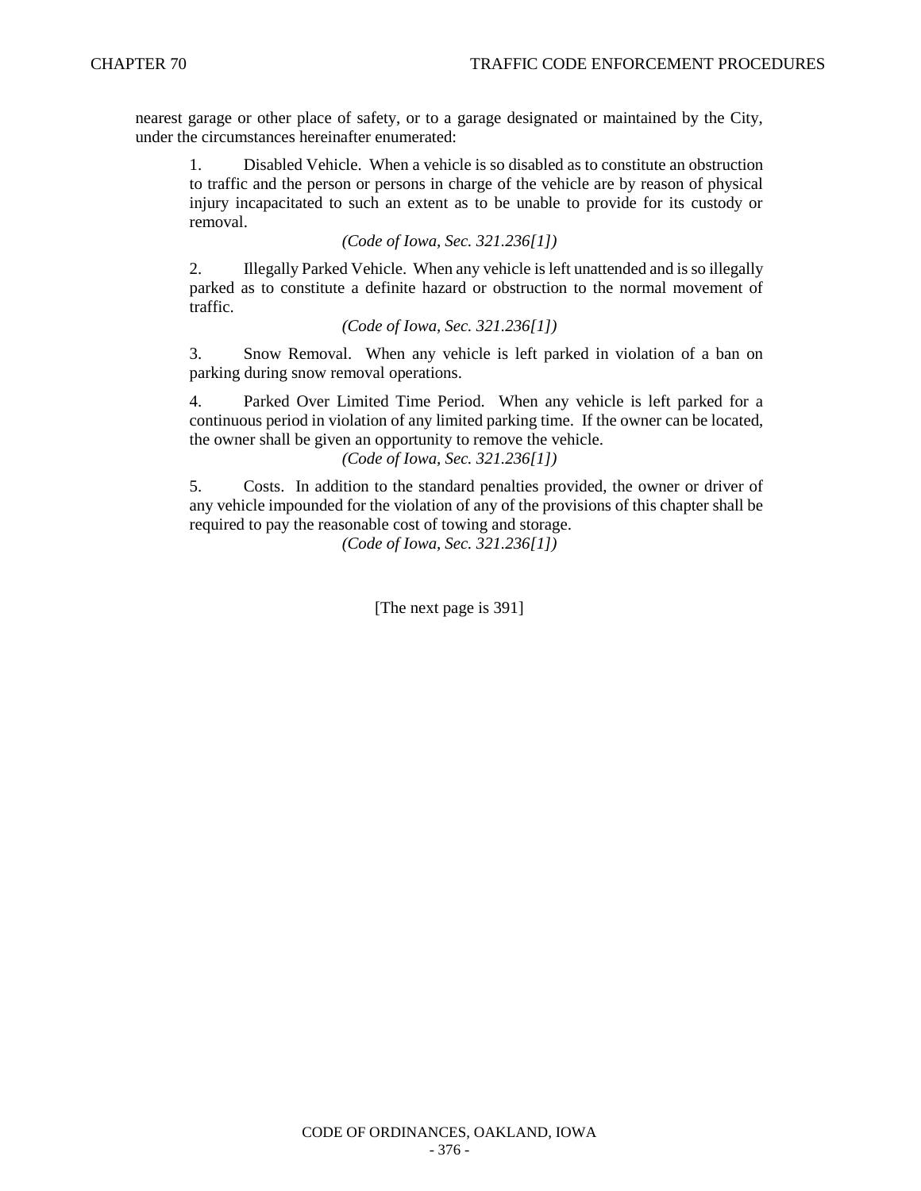nearest garage or other place of safety, or to a garage designated or maintained by the City, under the circumstances hereinafter enumerated:

1. Disabled Vehicle. When a vehicle is so disabled as to constitute an obstruction to traffic and the person or persons in charge of the vehicle are by reason of physical injury incapacitated to such an extent as to be unable to provide for its custody or removal.

*(Code of Iowa, Sec. 321.236[1])*

2. Illegally Parked Vehicle. When any vehicle is left unattended and is so illegally parked as to constitute a definite hazard or obstruction to the normal movement of traffic.

*(Code of Iowa, Sec. 321.236[1])*

3. Snow Removal. When any vehicle is left parked in violation of a ban on parking during snow removal operations.

4. Parked Over Limited Time Period. When any vehicle is left parked for a continuous period in violation of any limited parking time. If the owner can be located, the owner shall be given an opportunity to remove the vehicle.

*(Code of Iowa, Sec. 321.236[1])*

5. Costs. In addition to the standard penalties provided, the owner or driver of any vehicle impounded for the violation of any of the provisions of this chapter shall be required to pay the reasonable cost of towing and storage.

*(Code of Iowa, Sec. 321.236[1])*

[The next page is 391]